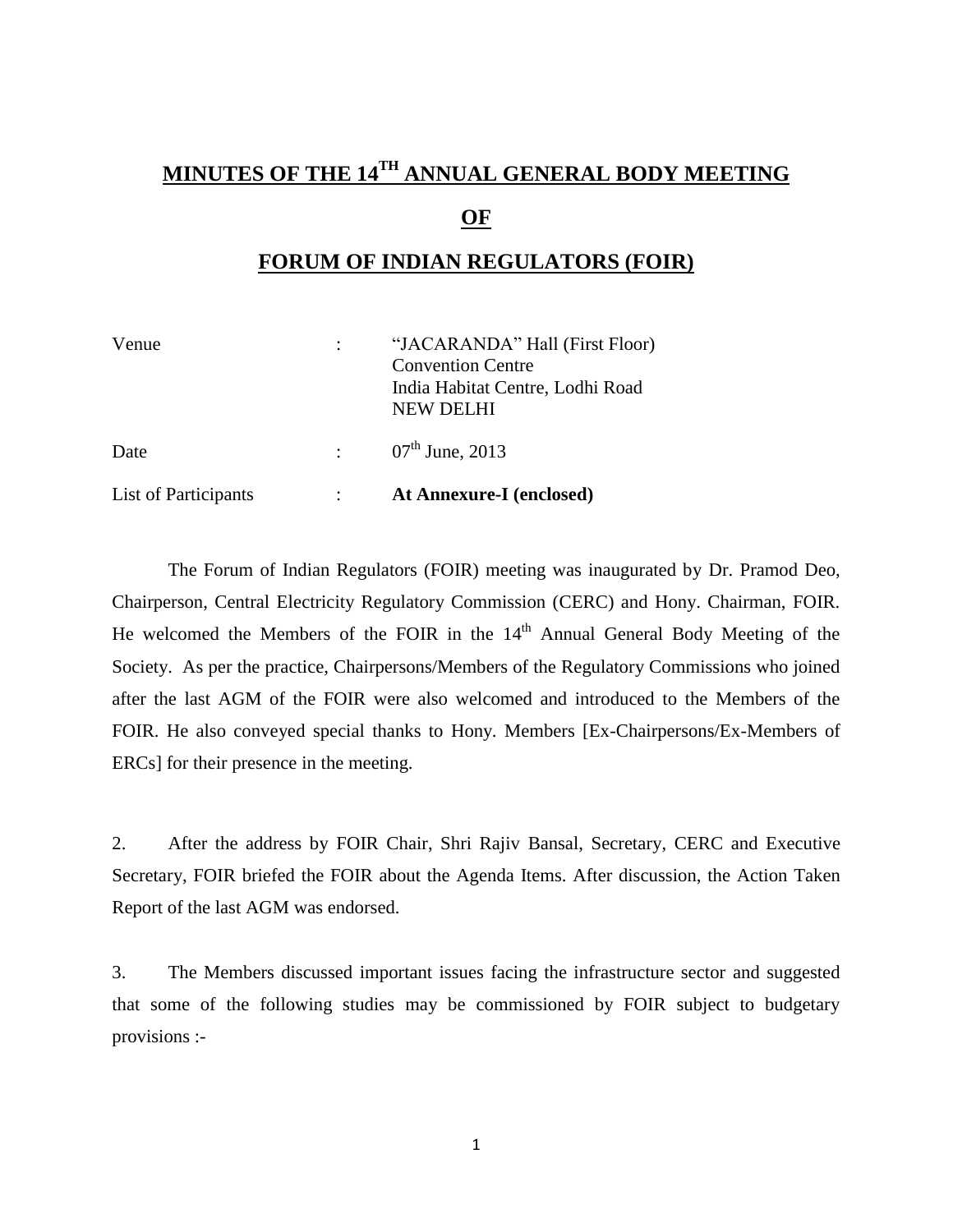# MINUTES OF THE 14TH ANNUAL GENERAL BODY MEETING

# OF

# FORUM OF INDIAN REGULATORS (FOIR)

| | | |
|---|---|---|
| Venue | : | "JACARANDA" Hall (First Floor)<br>Convention Centre<br>India Habitat Centre, Lodhi Road<br>NEW DELHI |
| Date | : | 07th June, 2013 |
| List of Participants | : | **At Annexure-I (enclosed)** |

The Forum of Indian Regulators (FOIR) meeting was inaugurated by Dr. Pramod Deo, Chairperson, Central Electricity Regulatory Commission (CERC) and Hony. Chairman, FOIR. He welcomed the Members of the FOIR in the 14th Annual General Body Meeting of the Society. As per the practice, Chairpersons/Members of the Regulatory Commissions who joined after the last AGM of the FOIR were also welcomed and introduced to the Members of the FOIR. He also conveyed special thanks to Hony. Members [Ex-Chairpersons/Ex-Members of ERCs] for their presence in the meeting.

2. After the address by FOIR Chair, Shri Rajiv Bansal, Secretary, CERC and Executive Secretary, FOIR briefed the FOIR about the Agenda Items. After discussion, the Action Taken Report of the last AGM was endorsed.

3. The Members discussed important issues facing the infrastructure sector and suggested that some of the following studies may be commissioned by FOIR subject to budgetary provisions :-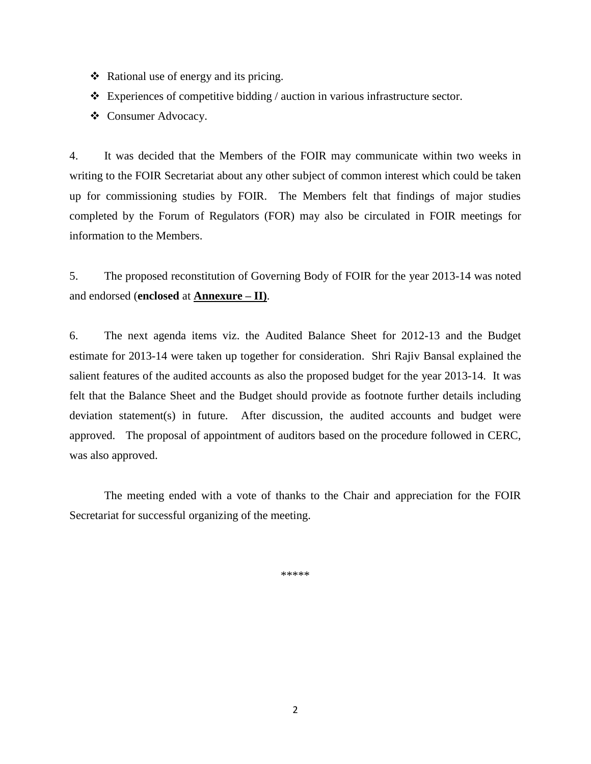- Rational use of energy and its pricing.
- Experiences of competitive bidding / auction in various infrastructure sector.
- Consumer Advocacy.

4. It was decided that the Members of the FOIR may communicate within two weeks in writing to the FOIR Secretariat about any other subject of common interest which could be taken up for commissioning studies by FOIR. The Members felt that findings of major studies completed by the Forum of Regulators (FOR) may also be circulated in FOIR meetings for information to the Members.

5. The proposed reconstitution of Governing Body of FOIR for the year 2013-14 was noted and endorsed (**enclosed** at **<u>Annexure – II)</u>**.

6. The next agenda items viz. the Audited Balance Sheet for 2012-13 and the Budget estimate for 2013-14 were taken up together for consideration. Shri Rajiv Bansal explained the salient features of the audited accounts as also the proposed budget for the year 2013-14. It was felt that the Balance Sheet and the Budget should provide as footnote further details including deviation statement(s) in future. After discussion, the audited accounts and budget were approved. The proposal of appointment of auditors based on the procedure followed in CERC, was also approved.

The meeting ended with a vote of thanks to the Chair and appreciation for the FOIR Secretariat for successful organizing of the meeting.

*****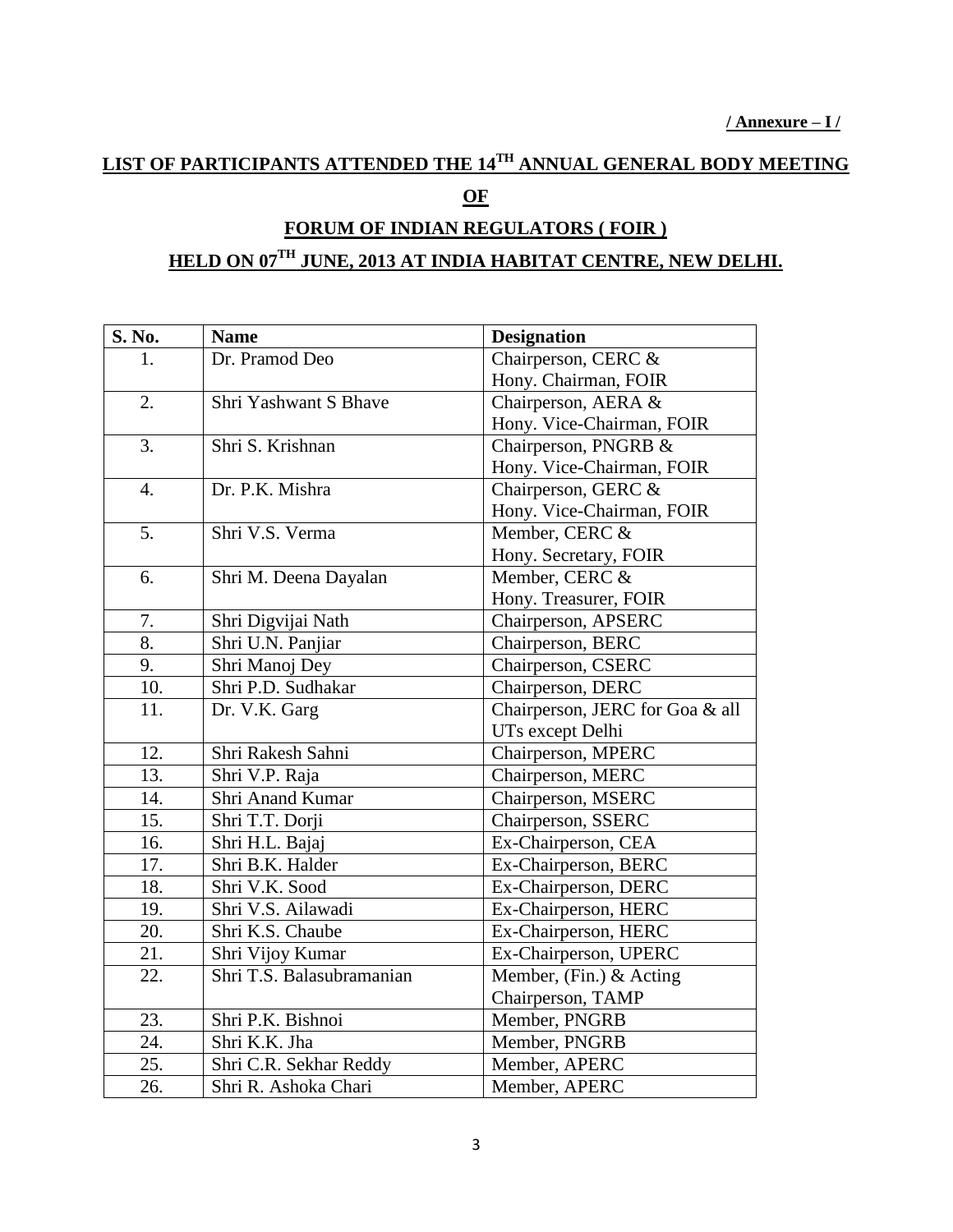**/ Annexure – I /**

# LIST OF PARTICIPANTS ATTENDED THE 14TH ANNUAL GENERAL BODY MEETING

## OF

## FORUM OF INDIAN REGULATORS ( FOIR )

## HELD ON 07TH JUNE, 2013 AT INDIA HABITAT CENTRE, NEW DELHI.

| S. No. | Name | Designation |
|---|---|---|
| 1. | Dr. Pramod Deo | Chairperson, CERC & Hony. Chairman, FOIR |
| 2. | Shri Yashwant S Bhave | Chairperson, AERA & Hony. Vice-Chairman, FOIR |
| 3. | Shri S. Krishnan | Chairperson, PNGRB & Hony. Vice-Chairman, FOIR |
| 4. | Dr. P.K. Mishra | Chairperson, GERC & Hony. Vice-Chairman, FOIR |
| 5. | Shri V.S. Verma | Member, CERC & Hony. Secretary, FOIR |
| 6. | Shri M. Deena Dayalan | Member, CERC & Hony. Treasurer, FOIR |
| 7. | Shri Digvijai Nath | Chairperson, APSERC |
| 8. | Shri U.N. Panjiar | Chairperson, BERC |
| 9. | Shri Manoj Dey | Chairperson, CSERC |
| 10. | Shri P.D. Sudhakar | Chairperson, DERC |
| 11. | Dr. V.K. Garg | Chairperson, JERC for Goa & all UTs except Delhi |
| 12. | Shri Rakesh Sahni | Chairperson, MPERC |
| 13. | Shri V.P. Raja | Chairperson, MERC |
| 14. | Shri Anand Kumar | Chairperson, MSERC |
| 15. | Shri T.T. Dorji | Chairperson, SSERC |
| 16. | Shri H.L. Bajaj | Ex-Chairperson, CEA |
| 17. | Shri B.K. Halder | Ex-Chairperson, BERC |
| 18. | Shri V.K. Sood | Ex-Chairperson, DERC |
| 19. | Shri V.S. Ailawadi | Ex-Chairperson, HERC |
| 20. | Shri K.S. Chaube | Ex-Chairperson, HERC |
| 21. | Shri Vijoy Kumar | Ex-Chairperson, UPERC |
| 22. | Shri T.S. Balasubramanian | Member, (Fin.) & Acting Chairperson, TAMP |
| 23. | Shri P.K. Bishnoi | Member, PNGRB |
| 24. | Shri K.K. Jha | Member, PNGRB |
| 25. | Shri C.R. Sekhar Reddy | Member, APERC |
| 26. | Shri R. Ashoka Chari | Member, APERC |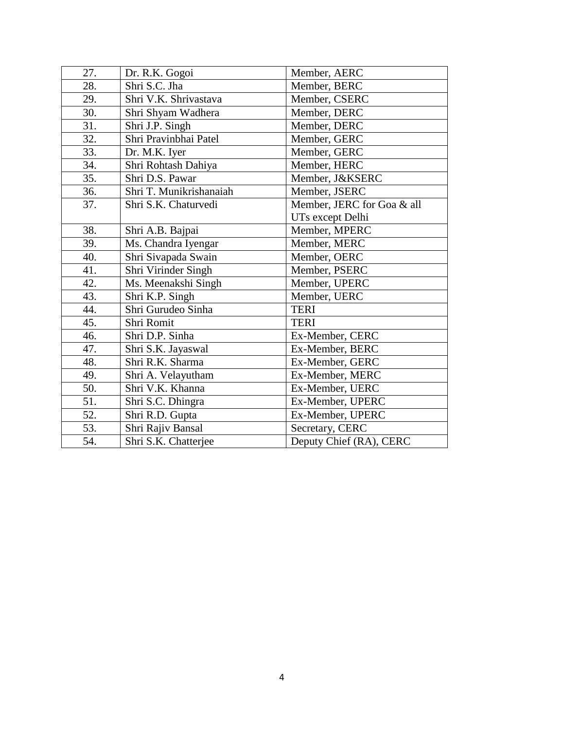| 27. | Dr. R.K. Gogoi | Member, AERC |
|---|---|---|
| 28. | Shri S.C. Jha | Member, BERC |
| 29. | Shri V.K. Shrivastava | Member, CSERC |
| 30. | Shri Shyam Wadhera | Member, DERC |
| 31. | Shri J.P. Singh | Member, DERC |
| 32. | Shri Pravinbhai Patel | Member, GERC |
| 33. | Dr. M.K. Iyer | Member, GERC |
| 34. | Shri Rohtash Dahiya | Member, HERC |
| 35. | Shri D.S. Pawar | Member, J&KSERC |
| 36. | Shri T. Munikrishanaiah | Member, JSERC |
| 37. | Shri S.K. Chaturvedi | Member, JERC for Goa & all UTs except Delhi |
| 38. | Shri A.B. Bajpai | Member, MPERC |
| 39. | Ms. Chandra Iyengar | Member, MERC |
| 40. | Shri Sivapada Swain | Member, OERC |
| 41. | Shri Virinder Singh | Member, PSERC |
| 42. | Ms. Meenakshi Singh | Member, UPERC |
| 43. | Shri K.P. Singh | Member, UERC |
| 44. | Shri Gurudeo Sinha | TERI |
| 45. | Shri Romit | TERI |
| 46. | Shri D.P. Sinha | Ex-Member, CERC |
| 47. | Shri S.K. Jayaswal | Ex-Member, BERC |
| 48. | Shri R.K. Sharma | Ex-Member, GERC |
| 49. | Shri A. Velayutham | Ex-Member, MERC |
| 50. | Shri V.K. Khanna | Ex-Member, UERC |
| 51. | Shri S.C. Dhingra | Ex-Member, UPERC |
| 52. | Shri R.D. Gupta | Ex-Member, UPERC |
| 53. | Shri Rajiv Bansal | Secretary, CERC |
| 54. | Shri S.K. Chatterjee | Deputy Chief (RA), CERC |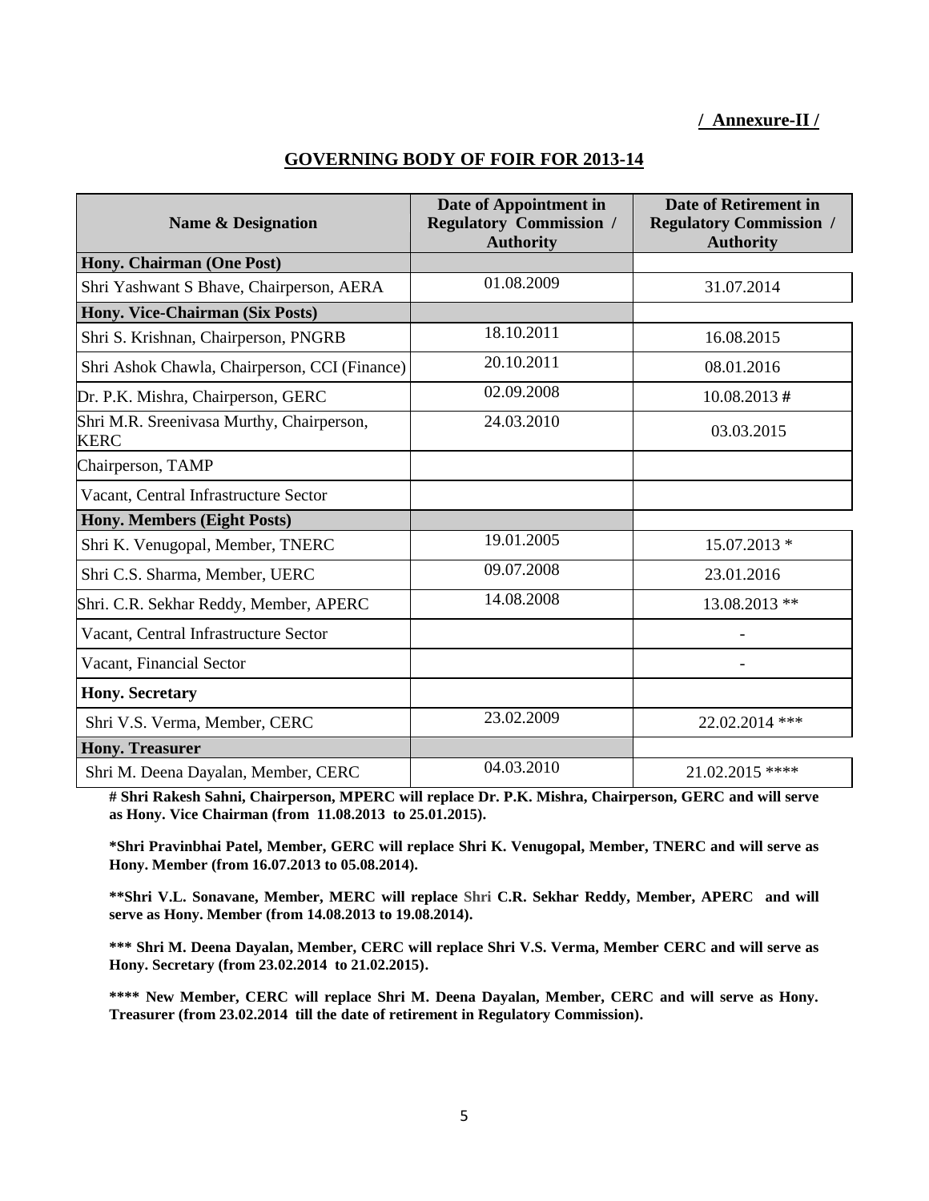**/ Annexure-II /**

## GOVERNING BODY OF FOIR FOR 2013-14

| Name & Designation | Date of Appointment in Regulatory Commission / Authority | Date of Retirement in Regulatory Commission / Authority |
|---|---|---|
| **Hony. Chairman (One Post)** | | |
| Shri Yashwant S Bhave, Chairperson, AERA | 01.08.2009 | 31.07.2014 |
| **Hony. Vice-Chairman (Six Posts)** | | |
| Shri S. Krishnan, Chairperson, PNGRB | 18.10.2011 | 16.08.2015 |
| Shri Ashok Chawla, Chairperson, CCI (Finance) | 20.10.2011 | 08.01.2016 |
| Dr. P.K. Mishra, Chairperson, GERC | 02.09.2008 | 10.08.2013 **#** |
| Shri M.R. Sreenivasa Murthy, Chairperson, KERC | 24.03.2010 | 03.03.2015 |
| Chairperson, TAMP | | |
| Vacant, Central Infrastructure Sector | | |
| **Hony. Members (Eight Posts)** | | |
| Shri K. Venugopal, Member, TNERC | 19.01.2005 | 15.07.2013 * |
| Shri C.S. Sharma, Member, UERC | 09.07.2008 | 23.01.2016 |
| Shri. C.R. Sekhar Reddy, Member, APERC | 14.08.2008 | 13.08.2013 ** |
| Vacant, Central Infrastructure Sector | | - |
| Vacant, Financial Sector | | - |
| **Hony. Secretary** | | |
| Shri V.S. Verma, Member, CERC | 23.02.2009 | 22.02.2014 *** |
| **Hony. Treasurer** | | |
| Shri M. Deena Dayalan, Member, CERC | 04.03.2010 | 21.02.2015 **** |

**# Shri Rakesh Sahni, Chairperson, MPERC will replace Dr. P.K. Mishra, Chairperson, GERC and will serve as Hony. Vice Chairman (from 11.08.2013 to 25.01.2015).**

**\*Shri Pravinbhai Patel, Member, GERC will replace Shri K. Venugopal, Member, TNERC and will serve as Hony. Member (from 16.07.2013 to 05.08.2014).**

**\*\*Shri V.L. Sonavane, Member, MERC will replace Shri C.R. Sekhar Reddy, Member, APERC and will serve as Hony. Member (from 14.08.2013 to 19.08.2014).**

**\*\*\* Shri M. Deena Dayalan, Member, CERC will replace Shri V.S. Verma, Member CERC and will serve as Hony. Secretary (from 23.02.2014 to 21.02.2015).**

**\*\*\*\* New Member, CERC will replace Shri M. Deena Dayalan, Member, CERC and will serve as Hony. Treasurer (from 23.02.2014 till the date of retirement in Regulatory Commission).**